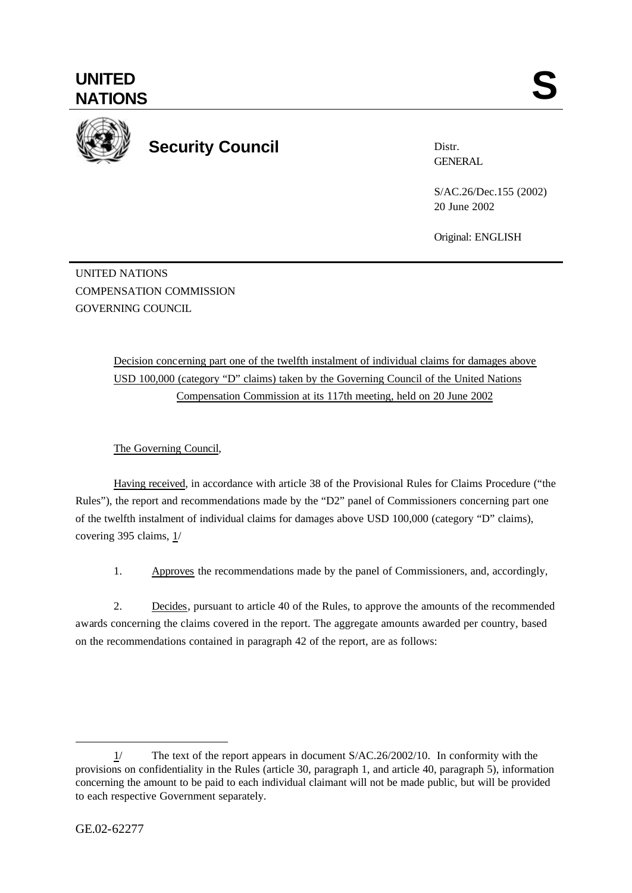# UNITED NATIONS

# S

## Security Council

Distr.
GENERAL

S/AC.26/Dec.155 (2002)
20 June 2002

Original: ENGLISH

UNITED NATIONS
COMPENSATION COMMISSION
GOVERNING COUNCIL

Decision concerning part one of the twelfth instalment of individual claims for damages above USD 100,000 (category "D" claims) taken by the Governing Council of the United Nations Compensation Commission at its 117th meeting, held on 20 June 2002

The Governing Council,

Having received, in accordance with article 38 of the Provisional Rules for Claims Procedure ("the Rules"), the report and recommendations made by the "D2" panel of Commissioners concerning part one of the twelfth instalment of individual claims for damages above USD 100,000 (category "D" claims), covering 395 claims, 1/

1. Approves the recommendations made by the panel of Commissioners, and, accordingly,

2. Decides, pursuant to article 40 of the Rules, to approve the amounts of the recommended awards concerning the claims covered in the report. The aggregate amounts awarded per country, based on the recommendations contained in paragraph 42 of the report, are as follows:

1/ The text of the report appears in document S/AC.26/2002/10. In conformity with the provisions on confidentiality in the Rules (article 30, paragraph 1, and article 40, paragraph 5), information concerning the amount to be paid to each individual claimant will not be made public, but will be provided to each respective Government separately.

GE.02-62277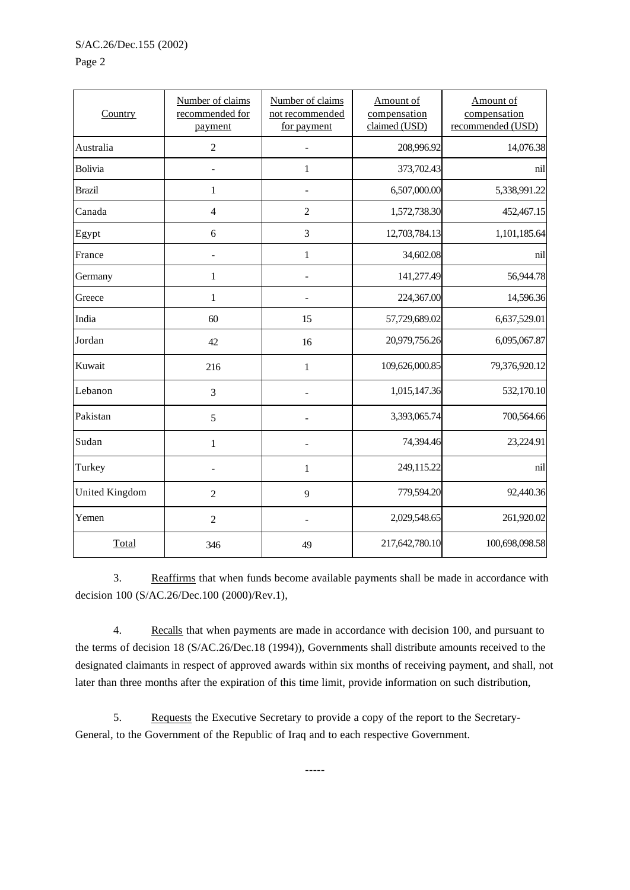| Country | Number of claims recommended for payment | Number of claims not recommended for payment | Amount of compensation claimed (USD) | Amount of compensation recommended (USD) |
|---|---|---|---|---|
| Australia | 2 | - | 208,996.92 | 14,076.38 |
| Bolivia | - | 1 | 373,702.43 | nil |
| Brazil | 1 | - | 6,507,000.00 | 5,338,991.22 |
| Canada | 4 | 2 | 1,572,738.30 | 452,467.15 |
| Egypt | 6 | 3 | 12,703,784.13 | 1,101,185.64 |
| France | - | 1 | 34,602.08 | nil |
| Germany | 1 | - | 141,277.49 | 56,944.78 |
| Greece | 1 | - | 224,367.00 | 14,596.36 |
| India | 60 | 15 | 57,729,689.02 | 6,637,529.01 |
| Jordan | 42 | 16 | 20,979,756.26 | 6,095,067.87 |
| Kuwait | 216 | 1 | 109,626,000.85 | 79,376,920.12 |
| Lebanon | 3 | - | 1,015,147.36 | 532,170.10 |
| Pakistan | 5 | - | 3,393,065.74 | 700,564.66 |
| Sudan | 1 | - | 74,394.46 | 23,224.91 |
| Turkey | - | 1 | 249,115.22 | nil |
| United Kingdom | 2 | 9 | 779,594.20 | 92,440.36 |
| Yemen | 2 | - | 2,029,548.65 | 261,920.02 |
| Total | 346 | 49 | 217,642,780.10 | 100,698,098.58 |

3. Reaffirms that when funds become available payments shall be made in accordance with decision 100 (S/AC.26/Dec.100 (2000)/Rev.1),

4. Recalls that when payments are made in accordance with decision 100, and pursuant to the terms of decision 18 (S/AC.26/Dec.18 (1994)), Governments shall distribute amounts received to the designated claimants in respect of approved awards within six months of receiving payment, and shall, not later than three months after the expiration of this time limit, provide information on such distribution,

5. Requests the Executive Secretary to provide a copy of the report to the Secretary-General, to the Government of the Republic of Iraq and to each respective Government.

-----